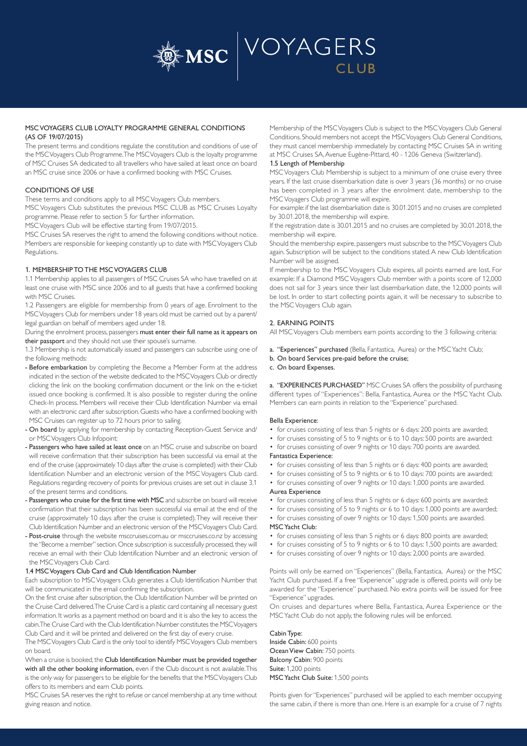# MSC VOYAGERS CLUB

## MSC VOYAGERS CLUB LOYALTY PROGRAMME GENERAL CONDITIONS (AS OF 19/07/2015)

The present terms and conditions regulate the constitution and conditions of use of the MSC Voyagers Club Programme. The MSC Voyagers Club is the loyalty programme of MSC Cruises SA dedicated to all travellers who have sailed at least once on board an MSC cruise since 2006 or have a confirmed booking with MSC Cruises.

### CONDITIONS OF USE

These terms and conditions apply to all MSC Voyagers Club members.

MSC Voyagers Club substitutes the previous MSC CLUB as MSC Cruises Loyalty programme. Please refer to section 5 for further information.

MSC Voyagers Club will be effective starting from 19/07/2015.

MSC Cruises SA reserves the right to amend the following conditions without notice. Members are responsible for keeping constantly up to date with MSC Voyagers Club Regulations.

### 1. MEMBERSHIP TO THE MSC VOYAGERS CLUB

1.1 Membership applies to all passengers of MSC Cruises SA who have travelled on at least one cruise with MSC since 2006 and to all guests that have a confirmed booking with MSC Cruises.

1.2 Passengers are eligible for membership from 0 years of age. Enrolment to the MSC Voyagers Club for members under 18 years old must be carried out by a parent/legal guardian on behalf of members aged under 18.

During the enrolment process, passengers **must enter their full name as it appears on their passport** and they should not use their spouse's surname.

1.3 Membership is not automatically issued and passengers can subscribe using one of the following methods:

- **Before embarkation** by completing the Become a Member Form at the address indicated in the section of the website dedicated to the MSC Voyagers Club or directly clicking the link on the booking confirmation document or the link on the e-ticket issued once booking is confirmed. It is also possible to register during the online Check-In process. Members will receive their Club Identification Number via email with an electronic card after subscription. Guests who have a confirmed booking with MSC Cruises can register up to 72 hours prior to sailing.
- **On board** by applying for membership by contacting Reception-Guest Service and/or MSC Voyagers Club Infopoint:
- **Passengers who have sailed at least once** on an MSC cruise and subscribe on board will receive confirmation that their subscription has been successful via email at the end of the cruise (approximately 10 days after the cruise is completed) with their Club Identification Number and an electronic version of the MSC Voyagers Club card. Regulations regarding recovery of points for previous cruises are set out in clause 3.1 of the present terms and conditions.
- **Passengers who cruise for the first time with MSC** and subscribe on board will receive confirmation that their subscription has been successful via email at the end of the cruise (approximately 10 days after the cruise is completed). They will receive their Club Identification Number and an electronic version of the MSC Voyagers Club Card.
- **Post-cruise** through the website msccruises.com.au or msccruises.co.nz by accessing the "Become a member" section. Once subscription is successfully processed, they will receive an email with their Club Identification Number and an electronic version of the MSC Voyagers Club Card.

#### 1.4 MSC Voyagers Club Card and Club Identification Number

Each subscription to MSC Voyagers Club generates a Club Identification Number that will be communicated in the email confirming the subscription.

On the first cruise after subscription, the Club Identification Number will be printed on the Cruise Card delivered. The Cruise Card is a plastic card containing all necessary guest information. It works as a payment method on board and it is also the key to access the cabin. The Cruise Card with the Club Identification Number constitutes the MSC Voyagers Club Card and it will be printed and delivered on the first day of every cruise.

The MSC Voyagers Club Card is the only tool to identify MSC Voyagers Club members on board.

When a cruise is booked, the **Club Identification Number must be provided together with all the other booking information,** even if the Club discount is not available. This is the only way for passengers to be eligible for the benefits that the MSC Voyagers Club offers to its members and earn Club points.

MSC Cruises SA reserves the right to refuse or cancel membership at any time without giving reason and notice.

Membership of the MSC Voyagers Club is subject to the MSC Voyagers Club General Conditions. Should members not accept the MSC Voyagers Club General Conditions, they must cancel membership immediately by contacting MSC Cruises SA in writing at MSC Cruises SA, Avenue Eugène-Pittard, 40 - 1206 Geneva (Switzerland).

#### 1.5 Length of Membership

MSC Voyagers Club Membership is subject to a minimum of one cruise every three years. If the last cruise disembarkation date is over 3 years (36 months) or no cruise has been completed in 3 years after the enrolment date, membership to the MSC Voyagers Club programme will expire.

For example: if the last disembarkation date is 30.01.2015 and no cruises are completed by 30.01.2018, the membership will expire.

If the registration date is 30.01.2015 and no cruises are completed by 30.01.2018, the membership will expire.

Should the membership expire, passengers must subscribe to the MSC Voyagers Club again. Subscription will be subject to the conditions stated. A new Club Identification Number will be assigned.

If membership to the MSC Voyagers Club expires, all points earned are lost. For example: If a Diamond MSC Voyagers Club member with a points score of 12,000 does not sail for 3 years since their last disembarkation date, the 12,000 points will be lost. In order to start collecting points again, it will be necessary to subscribe to the MSC Voyagers Club again.

### 2. EARNING POINTS

All MSC Voyagers Club members earn points according to the 3 following criteria:

a. **"Experiences" purchased** (Bella, Fantastica, Aurea) or the MSC Yacht Club;
b. **On board Services pre-paid before the cruise;**
c. **On board Expenses.**

**a. "EXPERIENCES PURCHASED"** MSC Cruises SA offers the possibility of purchasing different types of "Experiences": Bella, Fantastica, Aurea or the MSC Yacht Club. Members can earn points in relation to the "Experience" purchased.

**Bella Experience:**

- for cruises consisting of less than 5 nights or 6 days: 200 points are awarded;
- for cruises consisting of 5 to 9 nights or 6 to 10 days: 500 points are awarded:
- for cruises consisting of over 9 nights or 10 days: 700 points are awarded.

**Fantastica Experience:**

- for cruises consisting of less than 5 nights or 6 days: 400 points are awarded;
- for cruises consisting of 5 to 9 nights or 6 to 10 days: 700 points are awarded;
- for cruises consisting of over 9 nights or 10 days: 1,000 points are awarded.

**Aurea Experience**

- for cruises consisting of less than 5 nights or 6 days: 600 points are awarded;
- for cruises consisting of 5 to 9 nights or 6 to 10 days: 1,000 points are awarded;
- for cruises consisting of over 9 nights or 10 days: 1,500 points are awarded.

**MSC Yacht Club:**

- for cruises consisting of less than 5 nights or 6 days: 800 points are awarded;
- for cruises consisting of 5 to 9 nights or 6 to 10 days: 1,500 points are awarded;
- for cruises consisting of over 9 nights or 10 days: 2,000 points are awarded.

Points will only be earned on "Experiences" (Bella, Fantastica, Aurea) or the MSC Yacht Club purchased. If a free "Experience" upgrade is offered, points will only be awarded for the "Experience" purchased. No extra points will be issued for free "Experience" upgrades.

On cruises and departures where Bella, Fantastica, Aurea Experience or the MSC Yacht Club do not apply, the following rules will be enforced.

**Cabin Type:**
**Inside Cabin:** 600 points
**Ocean View Cabin:** 750 points
**Balcony Cabin:** 900 points
**Suite:** 1,200 points
**MSC Yacht Club Suite:** 1,500 points

Points given for "Experiences" purchased will be applied to each member occupying the same cabin, if there is more than one. Here is an example for a cruise of 7 nights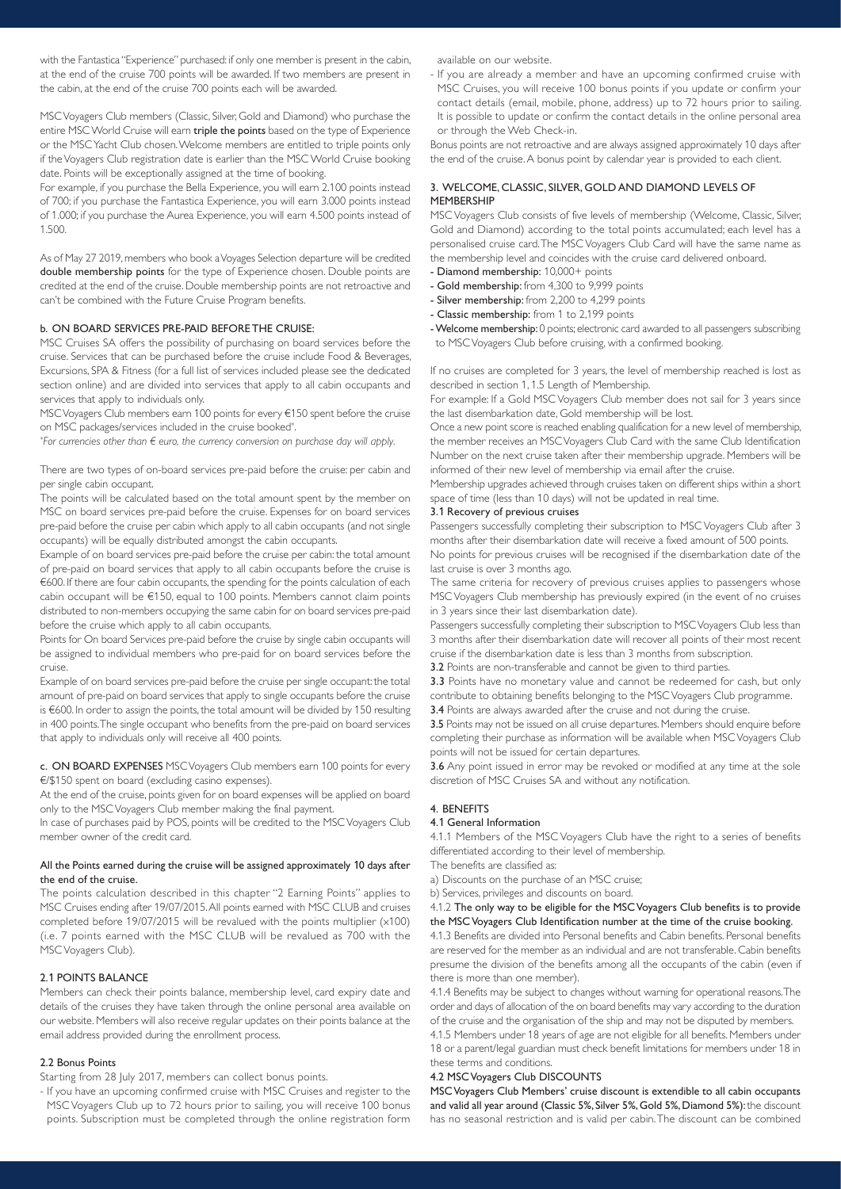with the Fantastica "Experience" purchased: if only one member is present in the cabin, at the end of the cruise 700 points will be awarded. If two members are present in the cabin, at the end of the cruise 700 points each will be awarded.

MSC Voyagers Club members (Classic, Silver, Gold and Diamond) who purchase the entire MSC World Cruise will earn **triple the points** based on the type of Experience or the MSC Yacht Club chosen. Welcome members are entitled to triple points only if the Voyagers Club registration date is earlier than the MSC World Cruise booking date. Points will be exceptionally assigned at the time of booking.

For example, if you purchase the Bella Experience, you will earn 2.100 points instead of 700; if you purchase the Fantastica Experience, you will earn 3.000 points instead of 1.000; if you purchase the Aurea Experience, you will earn 4.500 points instead of 1.500.

As of May 27 2019, members who book a Voyages Selection departure will be credited **double membership points** for the type of Experience chosen. Double points are credited at the end of the cruise. Double membership points are not retroactive and can't be combined with the Future Cruise Program benefits.

#### b. ON BOARD SERVICES PRE-PAID BEFORE THE CRUISE:

MSC Cruises SA offers the possibility of purchasing on board services before the cruise. Services that can be purchased before the cruise include Food & Beverages, Excursions, SPA & Fitness (for a full list of services included please see the dedicated section online) and are divided into services that apply to all cabin occupants and services that apply to individuals only.

MSC Voyagers Club members earn 100 points for every €150 spent before the cruise on MSC packages/services included in the cruise booked*.

*For currencies other than € euro, the currency conversion on purchase day will apply.*

There are two types of on-board services pre-paid before the cruise: per cabin and per single cabin occupant.

The points will be calculated based on the total amount spent by the member on MSC on board services pre-paid before the cruise. Expenses for on board services pre-paid before the cruise per cabin which apply to all cabin occupants (and not single occupants) will be equally distributed amongst the cabin occupants.

Example of on board services pre-paid before the cruise per cabin: the total amount of pre-paid on board services that apply to all cabin occupants before the cruise is €600. If there are four cabin occupants, the spending for the points calculation of each cabin occupant will be €150, equal to 100 points. Members cannot claim points distributed to non-members occupying the same cabin for on board services pre-paid before the cruise which apply to all cabin occupants.

Points for On board Services pre-paid before the cruise by single cabin occupants will be assigned to individual members who pre-paid for on board services before the cruise.

Example of on board services pre-paid before the cruise per single occupant: the total amount of pre-paid on board services that apply to single occupants before the cruise is €600. In order to assign the points, the total amount will be divided by 150 resulting in 400 points. The single occupant who benefits from the pre-paid on board services that apply to individuals only will receive all 400 points.

#### c. ON BOARD EXPENSES

MSC Voyagers Club members earn 100 points for every €/$150 spent on board (excluding casino expenses).

At the end of the cruise, points given for on board expenses will be applied on board only to the MSC Voyagers Club member making the final payment.

In case of purchases paid by POS, points will be credited to the MSC Voyagers Club member owner of the credit card.

**All the Points earned during the cruise will be assigned approximately 10 days after the end of the cruise.**

The points calculation described in this chapter "2 Earning Points" applies to MSC Cruises ending after 19/07/2015. All points earned with MSC CLUB and cruises completed before 19/07/2015 will be revalued with the points multiplier (x100) (i.e. 7 points earned with the MSC CLUB will be revalued as 700 with the MSC Voyagers Club).

### 2.1 POINTS BALANCE

Members can check their points balance, membership level, card expiry date and details of the cruises they have taken through the online personal area available on our website. Members will also receive regular updates on their points balance at the email address provided during the enrollment process.

### 2.2 Bonus Points

Starting from 28 July 2017, members can collect bonus points.

- If you have an upcoming confirmed cruise with MSC Cruises and register to the MSC Voyagers Club up to 72 hours prior to sailing, you will receive 100 bonus points. Subscription must be completed through the online registration form available on our website.
- If you are already a member and have an upcoming confirmed cruise with MSC Cruises, you will receive 100 bonus points if you update or confirm your contact details (email, mobile, phone, address) up to 72 hours prior to sailing. It is possible to update or confirm the contact details in the online personal area or through the Web Check-in.

Bonus points are not retroactive and are always assigned approximately 10 days after the end of the cruise. A bonus point by calendar year is provided to each client.

## 3. WELCOME, CLASSIC, SILVER, GOLD AND DIAMOND LEVELS OF MEMBERSHIP

MSC Voyagers Club consists of five levels of membership (Welcome, Classic, Silver, Gold and Diamond) according to the total points accumulated; each level has a personalised cruise card. The MSC Voyagers Club Card will have the same name as the membership level and coincides with the cruise card delivered onboard.

- **Diamond membership:** 10,000+ points
- **Gold membership:** from 4,300 to 9,999 points
- **Silver membership:** from 2,200 to 4,299 points
- **Classic membership:** from 1 to 2,199 points
- **Welcome membership:** 0 points; electronic card awarded to all passengers subscribing to MSC Voyagers Club before cruising, with a confirmed booking.

If no cruises are completed for 3 years, the level of membership reached is lost as described in section 1, 1.5 Length of Membership.

For example: If a Gold MSC Voyagers Club member does not sail for 3 years since the last disembarkation date, Gold membership will be lost.

Once a new point score is reached enabling qualification for a new level of membership, the member receives an MSC Voyagers Club Card with the same Club Identification Number on the next cruise taken after their membership upgrade. Members will be informed of their new level of membership via email after the cruise.

Membership upgrades achieved through cruises taken on different ships within a short space of time (less than 10 days) will not be updated in real time.

### 3.1 Recovery of previous cruises

Passengers successfully completing their subscription to MSC Voyagers Club after 3 months after their disembarkation date will receive a fixed amount of 500 points.

No points for previous cruises will be recognised if the disembarkation date of the last cruise is over 3 months ago.

The same criteria for recovery of previous cruises applies to passengers whose MSC Voyagers Club membership has previously expired (in the event of no cruises in 3 years since their last disembarkation date).

Passengers successfully completing their subscription to MSC Voyagers Club less than 3 months after their disembarkation date will recover all points of their most recent cruise if the disembarkation date is less than 3 months from subscription.

**3.2** Points are non-transferable and cannot be given to third parties.

**3.3** Points have no monetary value and cannot be redeemed for cash, but only contribute to obtaining benefits belonging to the MSC Voyagers Club programme.

**3.4** Points are always awarded after the cruise and not during the cruise.

**3.5** Points may not be issued on all cruise departures. Members should enquire before completing their purchase as information will be available when MSC Voyagers Club points will not be issued for certain departures.

**3.6** Any point issued in error may be revoked or modified at any time at the sole discretion of MSC Cruises SA and without any notification.

## 4. BENEFITS

### 4.1 General Information

4.1.1 Members of the MSC Voyagers Club have the right to a series of benefits differentiated according to their level of membership.

The benefits are classified as:

a) Discounts on the purchase of an MSC cruise;

b) Services, privileges and discounts on board.

4.1.2 **The only way to be eligible for the MSC Voyagers Club benefits is to provide the MSC Voyagers Club Identification number at the time of the cruise booking.**

4.1.3 Benefits are divided into Personal benefits and Cabin benefits. Personal benefits are reserved for the member as an individual and are not transferable. Cabin benefits presume the division of the benefits among all the occupants of the cabin (even if there is more than one member).

4.1.4 Benefits may be subject to changes without warning for operational reasons. The order and days of allocation of the on board benefits may vary according to the duration of the cruise and the organisation of the ship and may not be disputed by members.

4.1.5 Members under 18 years of age are not eligible for all benefits. Members under 18 or a parent/legal guardian must check benefit limitations for members under 18 in these terms and conditions.

### 4.2 MSC Voyagers Club DISCOUNTS

**MSC Voyagers Club Members' cruise discount is extendible to all cabin occupants and valid all year around (Classic 5%, Silver 5%, Gold 5%, Diamond 5%):** the discount has no seasonal restriction and is valid per cabin. The discount can be combined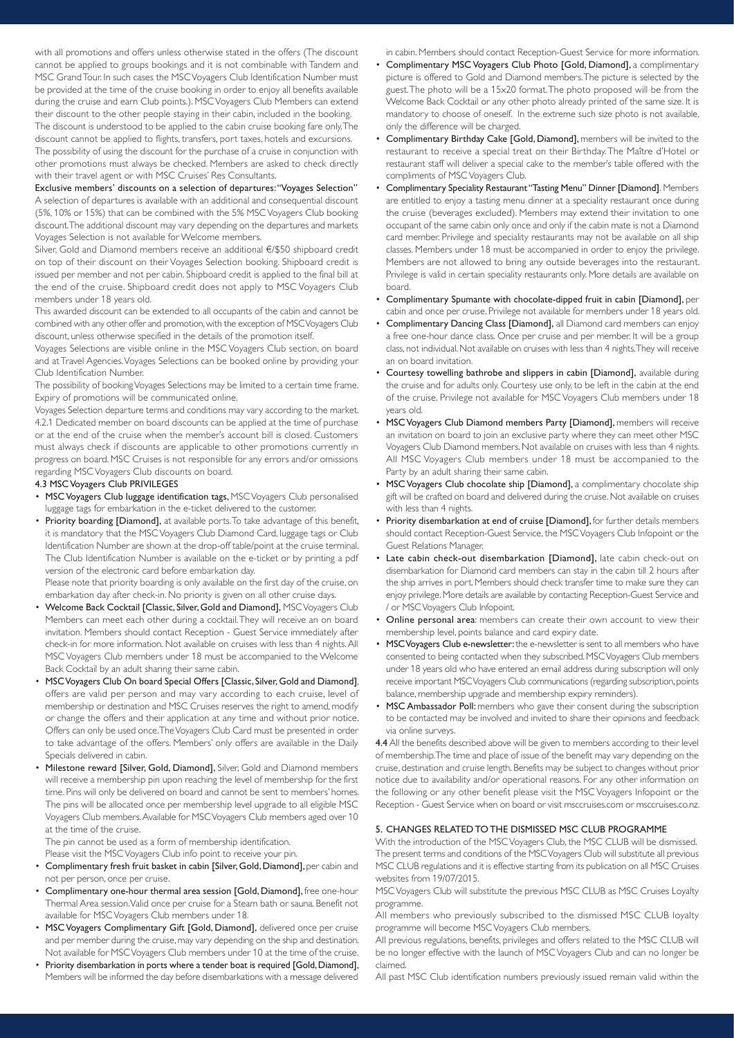with all promotions and offers unless otherwise stated in the offers (The discount cannot be applied to groups bookings and it is not combinable with Tandem and MSC Grand Tour. In such cases the MSC Voyagers Club Identification Number must be provided at the time of the cruise booking in order to enjoy all benefits available during the cruise and earn Club points.). MSC Voyagers Club Members can extend their discount to the other people staying in their cabin, included in the booking.

The discount is understood to be applied to the cabin cruise booking fare only. The discount cannot be applied to flights, transfers, port taxes, hotels and excursions. The possibility of using the discount for the purchase of a cruise in conjunction with other promotions must always be checked. Members are asked to check directly with their travel agent or with MSC Cruises' Res Consultants.

**Exclusive members' discounts on a selection of departures: "Voyages Selection"** A selection of departures is available with an additional and consequential discount (5%, 10% or 15%) that can be combined with the 5% MSC Voyagers Club booking discount. The additional discount may vary depending on the departures and markets Voyages Selection is not available for Welcome members.

Silver, Gold and Diamond members receive an additional €/$50 shipboard credit on top of their discount on their Voyages Selection booking. Shipboard credit is issued per member and not per cabin. Shipboard credit is applied to the final bill at the end of the cruise. Shipboard credit does not apply to MSC Voyagers Club members under 18 years old.

This awarded discount can be extended to all occupants of the cabin and cannot be combined with any other offer and promotion, with the exception of MSC Voyagers Club discount, unless otherwise specified in the details of the promotion itself.

Voyages Selections are visible online in the MSC Voyagers Club section, on board and at Travel Agencies. Voyages Selections can be booked online by providing your Club Identification Number.

The possibility of booking Voyages Selections may be limited to a certain time frame. Expiry of promotions will be communicated online.

Voyages Selection departure terms and conditions may vary according to the market.

4.2.1 Dedicated member on board discounts can be applied at the time of purchase or at the end of the cruise when the member's account bill is closed. Customers must always check if discounts are applicable to other promotions currently in progress on board. MSC Cruises is not responsible for any errors and/or omissions regarding MSC Voyagers Club discounts on board.

**4.3 MSC Voyagers Club PRIVILEGES**

- **MSC Voyagers Club luggage identification tags,** MSC Voyagers Club personalised luggage tags for embarkation in the e-ticket delivered to the customer.
- **Priority boarding [Diamond],** at available ports. To take advantage of this benefit, it is mandatory that the MSC Voyagers Club Diamond Card, luggage tags or Club Identification Number are shown at the drop-off table/point at the cruise terminal. The Club Identification Number is available on the e-ticket or by printing a pdf version of the electronic card before embarkation day.
  Please note that priority boarding is only available on the first day of the cruise, on embarkation day after check-in. No priority is given on all other cruise days.
- **Welcome Back Cocktail [Classic, Silver, Gold and Diamond],** MSC Voyagers Club Members can meet each other during a cocktail. They will receive an on board invitation. Members should contact Reception - Guest Service immediately after check-in for more information. Not available on cruises with less than 4 nights. All MSC Voyagers Club members under 18 must be accompanied to the Welcome Back Cocktail by an adult sharing their same cabin.
- **MSC Voyagers Club On board Special Offers [Classic, Silver, Gold and Diamond]**, offers are valid per person and may vary according to each cruise, level of membership or destination and MSC Cruises reserves the right to amend, modify or change the offers and their application at any time and without prior notice. Offers can only be used once. The Voyagers Club Card must be presented in order to take advantage of the offers. Members' only offers are available in the Daily Specials delivered in cabin.
- **Milestone reward [Silver, Gold, Diamond],** Silver, Gold and Diamond members will receive a membership pin upon reaching the level of membership for the first time. Pins will only be delivered on board and cannot be sent to members' homes. The pins will be allocated once per membership level upgrade to all eligible MSC Voyagers Club members. Available for MSC Voyagers Club members aged over 10 at the time of the cruise.
  The pin cannot be used as a form of membership identification.
  Please visit the MSC Voyagers Club info point to receive your pin.
- **Complimentary fresh fruit basket in cabin [Silver, Gold, Diamond],** per cabin and not per person, once per cruise.
- **Complimentary one-hour thermal area session [Gold, Diamond],** free one-hour Thermal Area session. Valid once per cruise for a Steam bath or sauna. Benefit not available for MSC Voyagers Club members under 18.
- **MSC Voyagers Complimentary Gift [Gold, Diamond],** delivered once per cruise and per member during the cruise, may vary depending on the ship and destination. Not available for MSC Voyagers Club members under 10 at the time of the cruise.
- **Priority disembarkation in ports where a tender boat is required [Gold, Diamond],** Members will be informed the day before disembarkations with a message delivered in cabin. Members should contact Reception-Guest Service for more information.
- **Complimentary MSC Voyagers Club Photo [Gold, Diamond],** a complimentary picture is offered to Gold and Diamond members. The picture is selected by the guest. The photo will be a 15x20 format. The photo proposed will be from the Welcome Back Cocktail or any other photo already printed of the same size. It is mandatory to choose of oneself. In the extreme such size photo is not available, only the difference will be charged.
- **Complimentary Birthday Cake [Gold, Diamond],** members will be invited to the restaurant to receive a special treat on their Birthday. The Maître d'Hotel or restaurant staff will deliver a special cake to the member's table offered with the compliments of MSC Voyagers Club.
- **Complimentary Speciality Restaurant "Tasting Menu" Dinner [Diamond]**. Members are entitled to enjoy a tasting menu dinner at a speciality restaurant once during the cruise (beverages excluded). Members may extend their invitation to one occupant of the same cabin only once and only if the cabin mate is not a Diamond card member. Privilege and speciality restaurants may not be available on all ship classes. Members under 18 must be accompanied in order to enjoy the privilege. Members are not allowed to bring any outside beverages into the restaurant. Privilege is valid in certain speciality restaurants only. More details are available on board.
- **Complimentary Spumante with chocolate-dipped fruit in cabin [Diamond],** per cabin and once per cruise. Privilege not available for members under 18 years old.
- **Complimentary Dancing Class [Diamond],** all Diamond card members can enjoy a free one-hour dance class. Once per cruise and per member. It will be a group class, not individual. Not available on cruises with less than 4 nights. They will receive an on board invitation.
- **Courtesy towelling bathrobe and slippers in cabin [Diamond],** available during the cruise and for adults only. Courtesy use only, to be left in the cabin at the end of the cruise. Privilege not available for MSC Voyagers Club members under 18 years old.
- **MSC Voyagers Club Diamond members Party [Diamond],** members will receive an invitation on board to join an exclusive party where they can meet other MSC Voyagers Club Diamond members. Not available on cruises with less than 4 nights. All MSC Voyagers Club members under 18 must be accompanied to the Party by an adult sharing their same cabin.
- **MSC Voyagers Club chocolate ship [Diamond],** a complimentary chocolate ship gift will be crafted on board and delivered during the cruise. Not available on cruises with less than 4 nights.
- **Priority disembarkation at end of cruise [Diamond],** for further details members should contact Reception-Guest Service, the MSC Voyagers Club Infopoint or the Guest Relations Manager.
- **Late cabin check-out disembarkation [Diamond],** late cabin check-out on disembarkation for Diamond card members can stay in the cabin till 2 hours after the ship arrives in port. Members should check transfer time to make sure they can enjoy privilege. More details are available by contacting Reception-Guest Service and / or MSC Voyagers Club Infopoint.
- **Online personal area**: members can create their own account to view their membership level, points balance and card expiry date.
- **MSC Voyagers Club e-newsletter**: the e-newsletter is sent to all members who have consented to being contacted when they subscribed. MSC Voyagers Club members under 18 years old who have entered an email address during subscription will only receive important MSC Voyagers Club communications (regarding subscription, points balance, membership upgrade and membership expiry reminders).
- **MSC Ambassador Poll:** members who gave their consent during the subscription to be contacted may be involved and invited to share their opinions and feedback via online surveys.

**4.4** All the benefits described above will be given to members according to their level of membership. The time and place of issue of the benefit may vary depending on the cruise, destination and cruise length. Benefits may be subject to changes without prior notice due to availability and/or operational reasons. For any other information on the following or any other benefit please visit the MSC Voyagers Infopoint or the Reception - Guest Service when on board or visit msccruises.com or msccruises.co.nz.

## 5. CHANGES RELATED TO THE DISMISSED MSC CLUB PROGRAMME

With the introduction of the MSC Voyagers Club, the MSC CLUB will be dismissed. The present terms and conditions of the MSC Voyagers Club will substitute all previous MSC CLUB regulations and it is effective starting from its publication on all MSC Cruises websites from 19/07/2015.

MSC Voyagers Club will substitute the previous MSC CLUB as MSC Cruises Loyalty programme.

All members who previously subscribed to the dismissed MSC CLUB loyalty programme will become MSC Voyagers Club members.

All previous regulations, benefits, privileges and offers related to the MSC CLUB will be no longer effective with the launch of MSC Voyagers Club and can no longer be claimed.

All past MSC Club identification numbers previously issued remain valid within the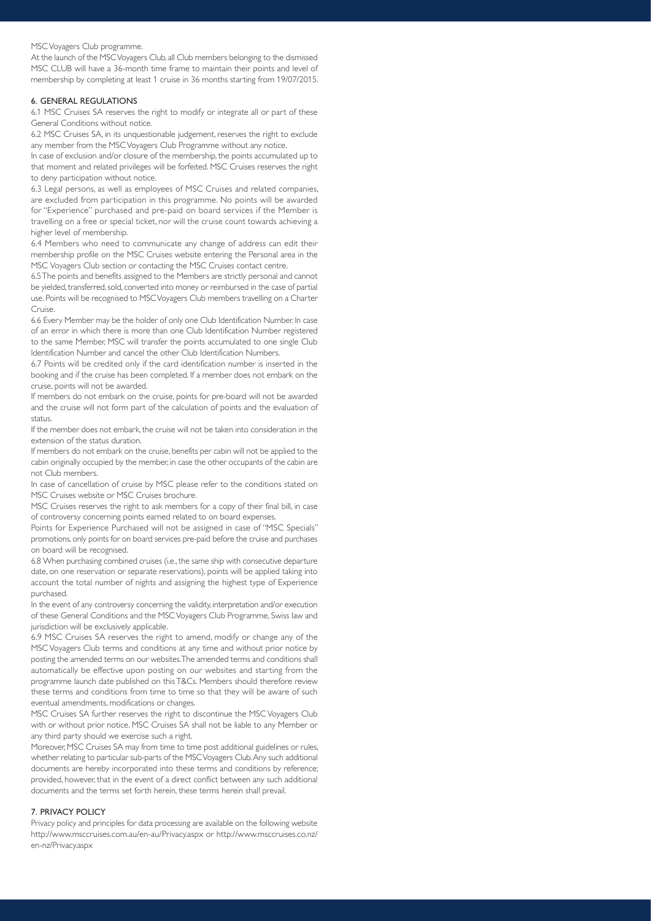MSC Voyagers Club programme.

At the launch of the MSC Voyagers Club, all Club members belonging to the dismissed MSC CLUB will have a 36-month time frame to maintain their points and level of membership by completing at least 1 cruise in 36 months starting from 19/07/2015.

## 6. GENERAL REGULATIONS

6.1 MSC Cruises SA reserves the right to modify or integrate all or part of these General Conditions without notice.

6.2 MSC Cruises SA, in its unquestionable judgement, reserves the right to exclude any member from the MSC Voyagers Club Programme without any notice.

In case of exclusion and/or closure of the membership, the points accumulated up to that moment and related privileges will be forfeited. MSC Cruises reserves the right to deny participation without notice.

6.3 Legal persons, as well as employees of MSC Cruises and related companies, are excluded from participation in this programme. No points will be awarded for "Experience" purchased and pre-paid on board services if the Member is travelling on a free or special ticket, nor will the cruise count towards achieving a higher level of membership.

6.4 Members who need to communicate any change of address can edit their membership profile on the MSC Cruises website entering the Personal area in the MSC Voyagers Club section or contacting the MSC Cruises contact centre.

6.5 The points and benefits assigned to the Members are strictly personal and cannot be yielded, transferred, sold, converted into money or reimbursed in the case of partial use. Points will be recognised to MSC Voyagers Club members travelling on a Charter Cruise.

6.6 Every Member may be the holder of only one Club Identification Number. In case of an error in which there is more than one Club Identification Number registered to the same Member, MSC will transfer the points accumulated to one single Club Identification Number and cancel the other Club Identification Numbers.

6.7 Points will be credited only if the card identification number is inserted in the booking and if the cruise has been completed. If a member does not embark on the cruise, points will not be awarded.

If members do not embark on the cruise, points for pre-board will not be awarded and the cruise will not form part of the calculation of points and the evaluation of status.

If the member does not embark, the cruise will not be taken into consideration in the extension of the status duration.

If members do not embark on the cruise, benefits per cabin will not be applied to the cabin originally occupied by the member, in case the other occupants of the cabin are not Club members.

In case of cancellation of cruise by MSC please refer to the conditions stated on MSC Cruises website or MSC Cruises brochure.

MSC Cruises reserves the right to ask members for a copy of their final bill, in case of controversy concerning points earned related to on board expenses.

Points for Experience Purchased will not be assigned in case of "MSC Specials" promotions, only points for on board services pre-paid before the cruise and purchases on board will be recognised.

6.8 When purchasing combined cruises (i.e., the same ship with consecutive departure date, on one reservation or separate reservations), points will be applied taking into account the total number of nights and assigning the highest type of Experience purchased.

In the event of any controversy concerning the validity, interpretation and/or execution of these General Conditions and the MSC Voyagers Club Programme, Swiss law and jurisdiction will be exclusively applicable.

6.9 MSC Cruises SA reserves the right to amend, modify or change any of the MSC Voyagers Club terms and conditions at any time and without prior notice by posting the amended terms on our websites. The amended terms and conditions shall automatically be effective upon posting on our websites and starting from the programme launch date published on this T&Cs. Members should therefore review these terms and conditions from time to time so that they will be aware of such eventual amendments, modifications or changes.

MSC Cruises SA further reserves the right to discontinue the MSC Voyagers Club with or without prior notice. MSC Cruises SA shall not be liable to any Member or any third party should we exercise such a right.

Moreover, MSC Cruises SA may from time to time post additional guidelines or rules, whether relating to particular sub-parts of the MSC Voyagers Club. Any such additional documents are hereby incorporated into these terms and conditions by reference; provided, however, that in the event of a direct conflict between any such additional documents and the terms set forth herein, these terms herein shall prevail.

## 7. PRIVACY POLICY

Privacy policy and principles for data processing are available on the following website http://www.msccruises.com.au/en-au/Privacy.aspx or http://www.msccruises.co.nz/en-nz/Privacy.aspx